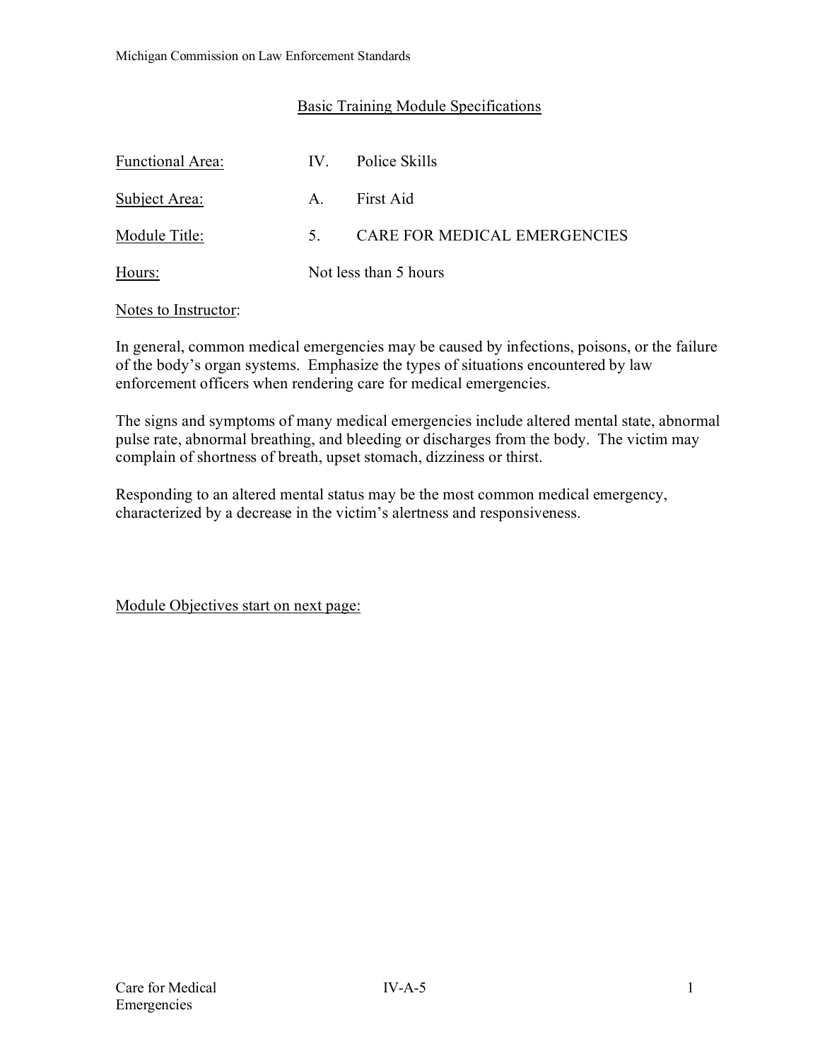## Basic Training Module Specifications

| | | |
|---|---|---|
| Functional Area: | IV. | Police Skills |
| Subject Area: | A. | First Aid |
| Module Title: | 5. | CARE FOR MEDICAL EMERGENCIES |
| Hours: | Not less than 5 hours | |

Notes to Instructor:

In general, common medical emergencies may be caused by infections, poisons, or the failure of the body's organ systems. Emphasize the types of situations encountered by law enforcement officers when rendering care for medical emergencies.

The signs and symptoms of many medical emergencies include altered mental state, abnormal pulse rate, abnormal breathing, and bleeding or discharges from the body. The victim may complain of shortness of breath, upset stomach, dizziness or thirst.

Responding to an altered mental status may be the most common medical emergency, characterized by a decrease in the victim's alertness and responsiveness.

Module Objectives start on next page: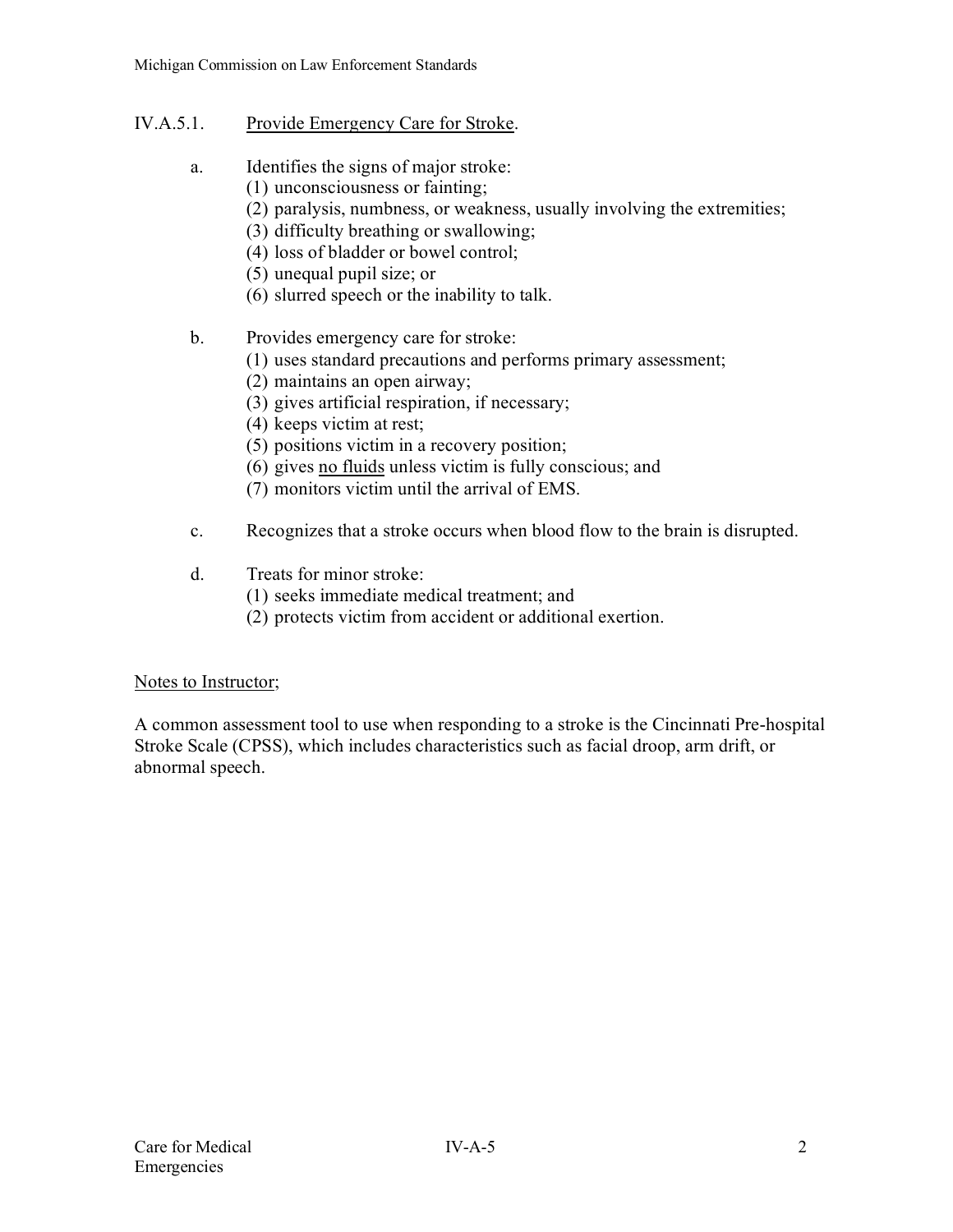## IV.A.5.1. <u>Provide Emergency Care for Stroke</u>.

a. Identifies the signs of major stroke:
   (1) unconsciousness or fainting;
   (2) paralysis, numbness, or weakness, usually involving the extremities;
   (3) difficulty breathing or swallowing;
   (4) loss of bladder or bowel control;
   (5) unequal pupil size; or
   (6) slurred speech or the inability to talk.

b. Provides emergency care for stroke:
   (1) uses standard precautions and performs primary assessment;
   (2) maintains an open airway;
   (3) gives artificial respiration, if necessary;
   (4) keeps victim at rest;
   (5) positions victim in a recovery position;
   (6) gives <u>no fluids</u> unless victim is fully conscious; and
   (7) monitors victim until the arrival of EMS.

c. Recognizes that a stroke occurs when blood flow to the brain is disrupted.

d. Treats for minor stroke:
   (1) seeks immediate medical treatment; and
   (2) protects victim from accident or additional exertion.

<u>Notes to Instructor</u>;

A common assessment tool to use when responding to a stroke is the Cincinnati Pre-hospital Stroke Scale (CPSS), which includes characteristics such as facial droop, arm drift, or abnormal speech.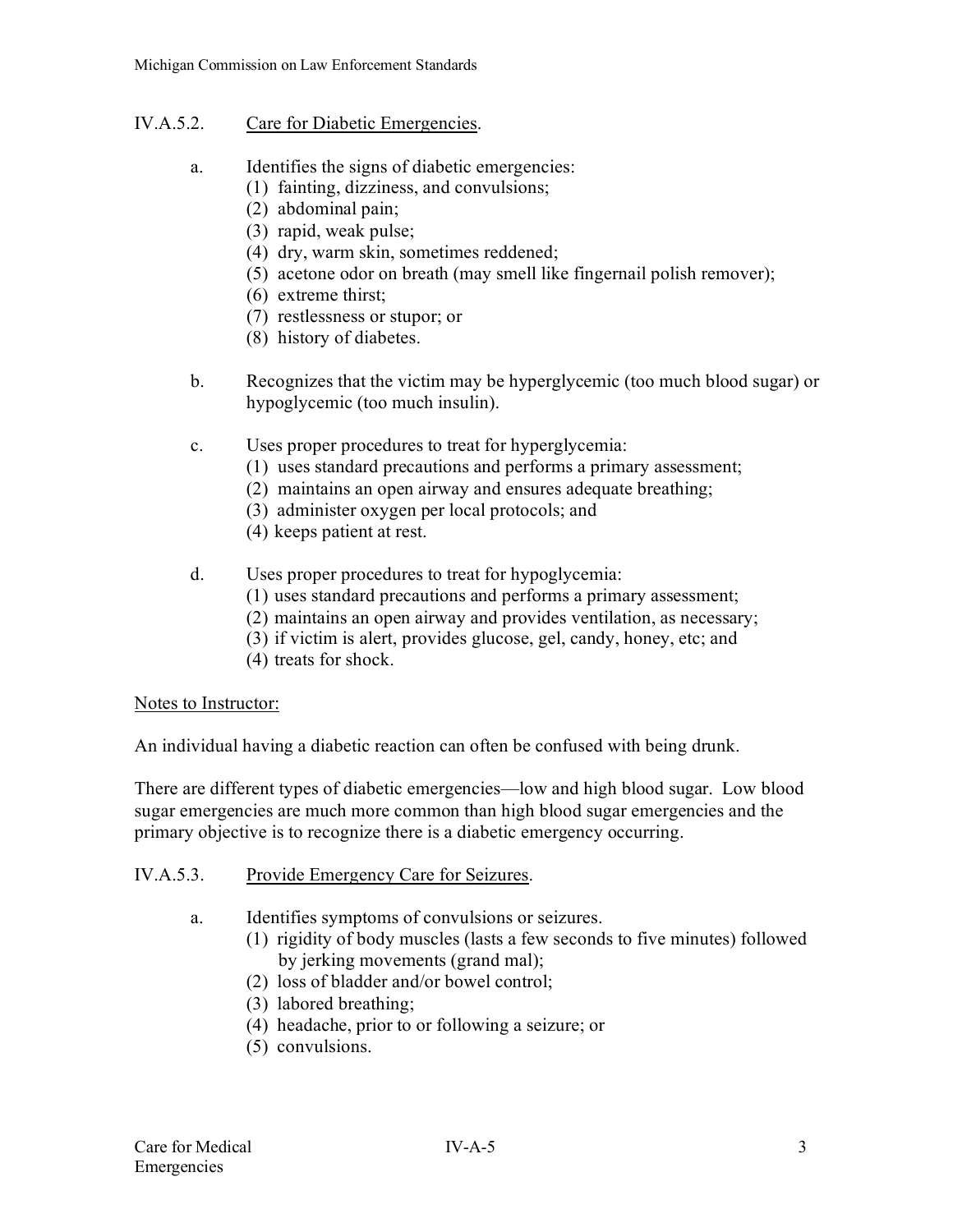## IV.A.5.2. Care for Diabetic Emergencies.

a. Identifies the signs of diabetic emergencies:
   (1) fainting, dizziness, and convulsions;
   (2) abdominal pain;
   (3) rapid, weak pulse;
   (4) dry, warm skin, sometimes reddened;
   (5) acetone odor on breath (may smell like fingernail polish remover);
   (6) extreme thirst;
   (7) restlessness or stupor; or
   (8) history of diabetes.

b. Recognizes that the victim may be hyperglycemic (too much blood sugar) or hypoglycemic (too much insulin).

c. Uses proper procedures to treat for hyperglycemia:
   (1) uses standard precautions and performs a primary assessment;
   (2) maintains an open airway and ensures adequate breathing;
   (3) administer oxygen per local protocols; and
   (4) keeps patient at rest.

d. Uses proper procedures to treat for hypoglycemia:
   (1) uses standard precautions and performs a primary assessment;
   (2) maintains an open airway and provides ventilation, as necessary;
   (3) if victim is alert, provides glucose, gel, candy, honey, etc; and
   (4) treats for shock.

Notes to Instructor:

An individual having a diabetic reaction can often be confused with being drunk.

There are different types of diabetic emergencies—low and high blood sugar. Low blood sugar emergencies are much more common than high blood sugar emergencies and the primary objective is to recognize there is a diabetic emergency occurring.

## IV.A.5.3. Provide Emergency Care for Seizures.

a. Identifies symptoms of convulsions or seizures.
   (1) rigidity of body muscles (lasts a few seconds to five minutes) followed by jerking movements (grand mal);
   (2) loss of bladder and/or bowel control;
   (3) labored breathing;
   (4) headache, prior to or following a seizure; or
   (5) convulsions.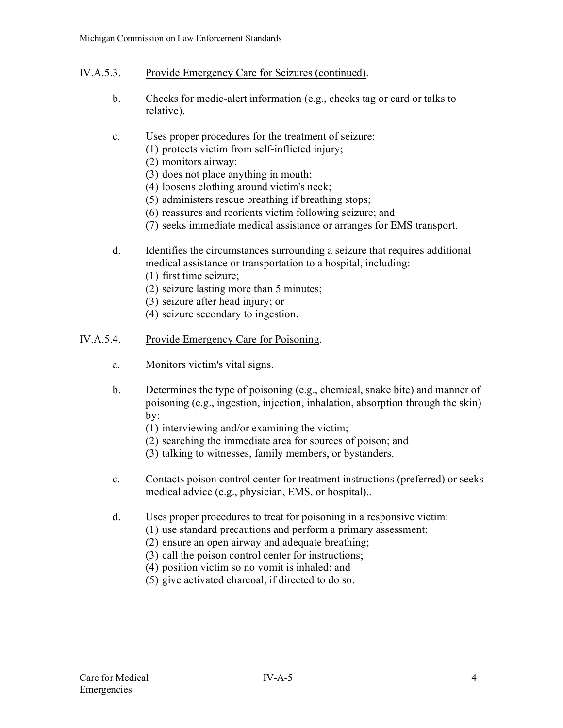## IV.A.5.3. Provide Emergency Care for Seizures (continued).

b. Checks for medic-alert information (e.g., checks tag or card or talks to relative).

c. Uses proper procedures for the treatment of seizure:
   (1) protects victim from self-inflicted injury;
   (2) monitors airway;
   (3) does not place anything in mouth;
   (4) loosens clothing around victim's neck;
   (5) administers rescue breathing if breathing stops;
   (6) reassures and reorients victim following seizure; and
   (7) seeks immediate medical assistance or arranges for EMS transport.

d. Identifies the circumstances surrounding a seizure that requires additional medical assistance or transportation to a hospital, including:
   (1) first time seizure;
   (2) seizure lasting more than 5 minutes;
   (3) seizure after head injury; or
   (4) seizure secondary to ingestion.

## IV.A.5.4. Provide Emergency Care for Poisoning.

a. Monitors victim's vital signs.

b. Determines the type of poisoning (e.g., chemical, snake bite) and manner of poisoning (e.g., ingestion, injection, inhalation, absorption through the skin) by:
   (1) interviewing and/or examining the victim;
   (2) searching the immediate area for sources of poison; and
   (3) talking to witnesses, family members, or bystanders.

c. Contacts poison control center for treatment instructions (preferred) or seeks medical advice (e.g., physician, EMS, or hospital)..

d. Uses proper procedures to treat for poisoning in a responsive victim:
   (1) use standard precautions and perform a primary assessment;
   (2) ensure an open airway and adequate breathing;
   (3) call the poison control center for instructions;
   (4) position victim so no vomit is inhaled; and
   (5) give activated charcoal, if directed to do so.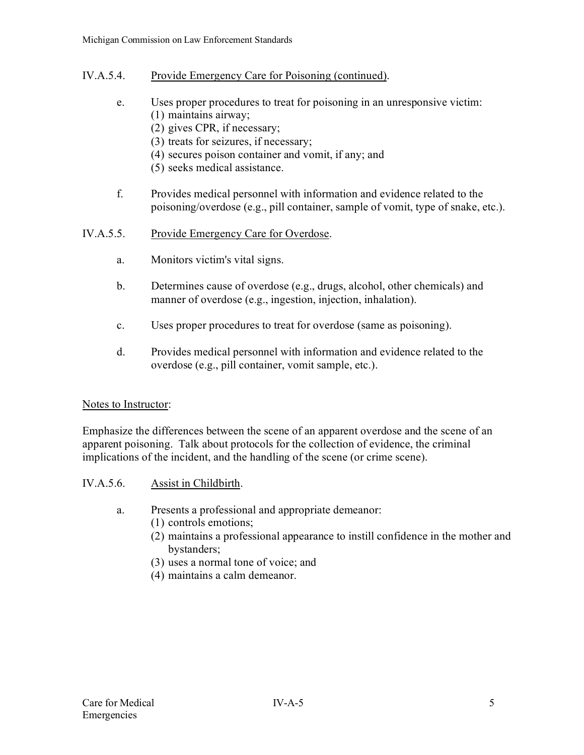IV.A.5.4. Provide Emergency Care for Poisoning (continued).

e. Uses proper procedures to treat for poisoning in an unresponsive victim:
   (1) maintains airway;
   (2) gives CPR, if necessary;
   (3) treats for seizures, if necessary;
   (4) secures poison container and vomit, if any; and
   (5) seeks medical assistance.

f. Provides medical personnel with information and evidence related to the poisoning/overdose (e.g., pill container, sample of vomit, type of snake, etc.).

IV.A.5.5. Provide Emergency Care for Overdose.

a. Monitors victim's vital signs.

b. Determines cause of overdose (e.g., drugs, alcohol, other chemicals) and manner of overdose (e.g., ingestion, injection, inhalation).

c. Uses proper procedures to treat for overdose (same as poisoning).

d. Provides medical personnel with information and evidence related to the overdose (e.g., pill container, vomit sample, etc.).

Notes to Instructor:

Emphasize the differences between the scene of an apparent overdose and the scene of an apparent poisoning. Talk about protocols for the collection of evidence, the criminal implications of the incident, and the handling of the scene (or crime scene).

IV.A.5.6. Assist in Childbirth.

a. Presents a professional and appropriate demeanor:
   (1) controls emotions;
   (2) maintains a professional appearance to instill confidence in the mother and bystanders;
   (3) uses a normal tone of voice; and
   (4) maintains a calm demeanor.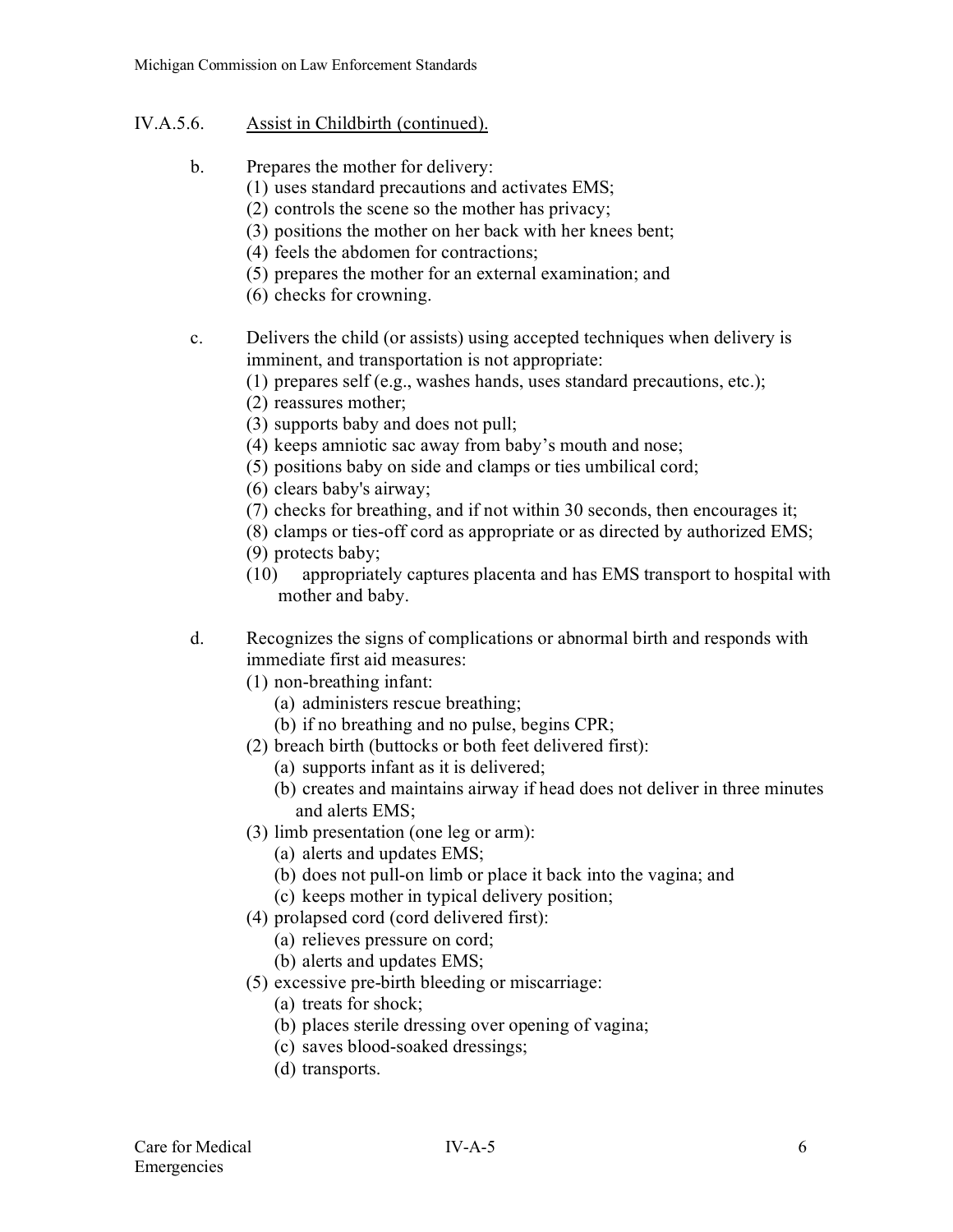IV.A.5.6. Assist in Childbirth (continued).

b. Prepares the mother for delivery:
   (1) uses standard precautions and activates EMS;
   (2) controls the scene so the mother has privacy;
   (3) positions the mother on her back with her knees bent;
   (4) feels the abdomen for contractions;
   (5) prepares the mother for an external examination; and
   (6) checks for crowning.

c. Delivers the child (or assists) using accepted techniques when delivery is imminent, and transportation is not appropriate:
   (1) prepares self (e.g., washes hands, uses standard precautions, etc.);
   (2) reassures mother;
   (3) supports baby and does not pull;
   (4) keeps amniotic sac away from baby's mouth and nose;
   (5) positions baby on side and clamps or ties umbilical cord;
   (6) clears baby's airway;
   (7) checks for breathing, and if not within 30 seconds, then encourages it;
   (8) clamps or ties-off cord as appropriate or as directed by authorized EMS;
   (9) protects baby;
   (10) appropriately captures placenta and has EMS transport to hospital with mother and baby.

d. Recognizes the signs of complications or abnormal birth and responds with immediate first aid measures:
   (1) non-breathing infant:
      (a) administers rescue breathing;
      (b) if no breathing and no pulse, begins CPR;
   (2) breach birth (buttocks or both feet delivered first):
      (a) supports infant as it is delivered;
      (b) creates and maintains airway if head does not deliver in three minutes and alerts EMS;
   (3) limb presentation (one leg or arm):
      (a) alerts and updates EMS;
      (b) does not pull-on limb or place it back into the vagina; and
      (c) keeps mother in typical delivery position;
   (4) prolapsed cord (cord delivered first):
      (a) relieves pressure on cord;
      (b) alerts and updates EMS;
   (5) excessive pre-birth bleeding or miscarriage:
      (a) treats for shock;
      (b) places sterile dressing over opening of vagina;
      (c) saves blood-soaked dressings;
      (d) transports.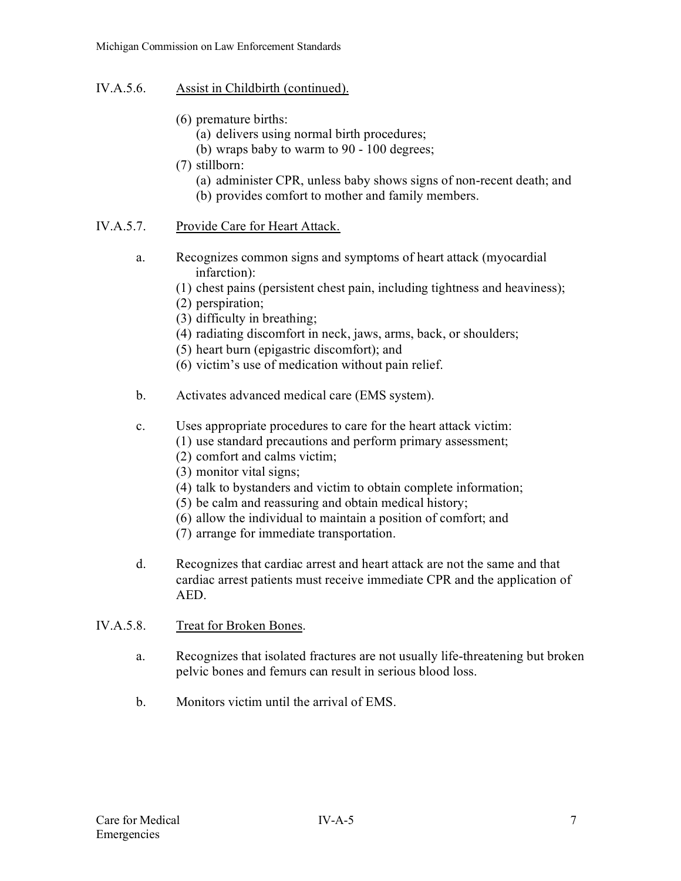IV.A.5.6. Assist in Childbirth (continued).

(6) premature births:
   (a) delivers using normal birth procedures;
   (b) wraps baby to warm to 90 - 100 degrees;
(7) stillborn:
   (a) administer CPR, unless baby shows signs of non-recent death; and
   (b) provides comfort to mother and family members.

IV.A.5.7. Provide Care for Heart Attack.

a. Recognizes common signs and symptoms of heart attack (myocardial infarction):
   (1) chest pains (persistent chest pain, including tightness and heaviness);
   (2) perspiration;
   (3) difficulty in breathing;
   (4) radiating discomfort in neck, jaws, arms, back, or shoulders;
   (5) heart burn (epigastric discomfort); and
   (6) victim's use of medication without pain relief.

b. Activates advanced medical care (EMS system).

c. Uses appropriate procedures to care for the heart attack victim:
   (1) use standard precautions and perform primary assessment;
   (2) comfort and calms victim;
   (3) monitor vital signs;
   (4) talk to bystanders and victim to obtain complete information;
   (5) be calm and reassuring and obtain medical history;
   (6) allow the individual to maintain a position of comfort; and
   (7) arrange for immediate transportation.

d. Recognizes that cardiac arrest and heart attack are not the same and that cardiac arrest patients must receive immediate CPR and the application of AED.

IV.A.5.8. Treat for Broken Bones.

a. Recognizes that isolated fractures are not usually life-threatening but broken pelvic bones and femurs can result in serious blood loss.

b. Monitors victim until the arrival of EMS.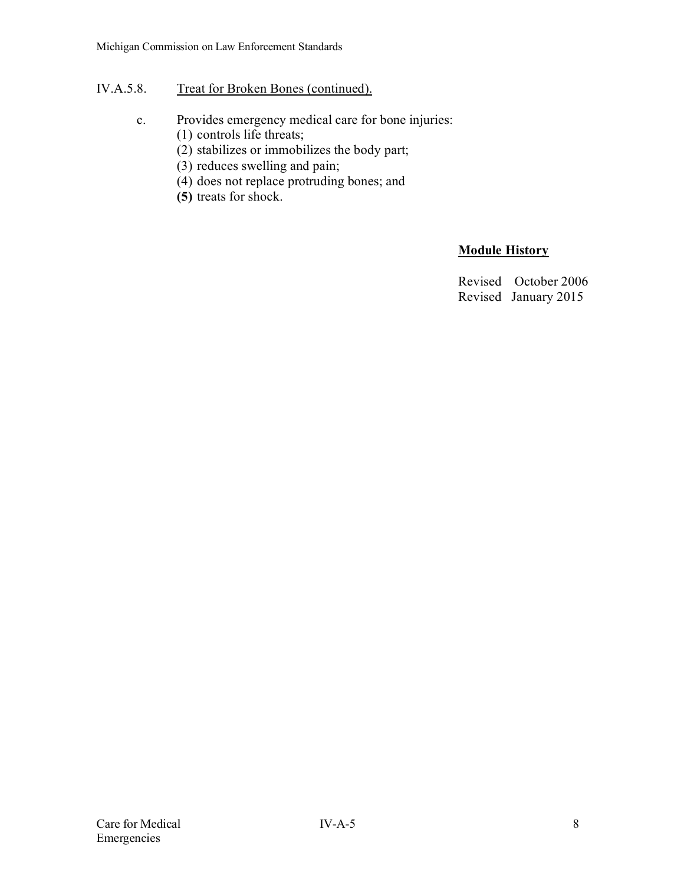IV.A.5.8. Treat for Broken Bones (continued).

c. Provides emergency medical care for bone injuries:
   (1) controls life threats;
   (2) stabilizes or immobilizes the body part;
   (3) reduces swelling and pain;
   (4) does not replace protruding bones; and
   **(5)** treats for shock.

**Module History**

Revised October 2006
Revised January 2015